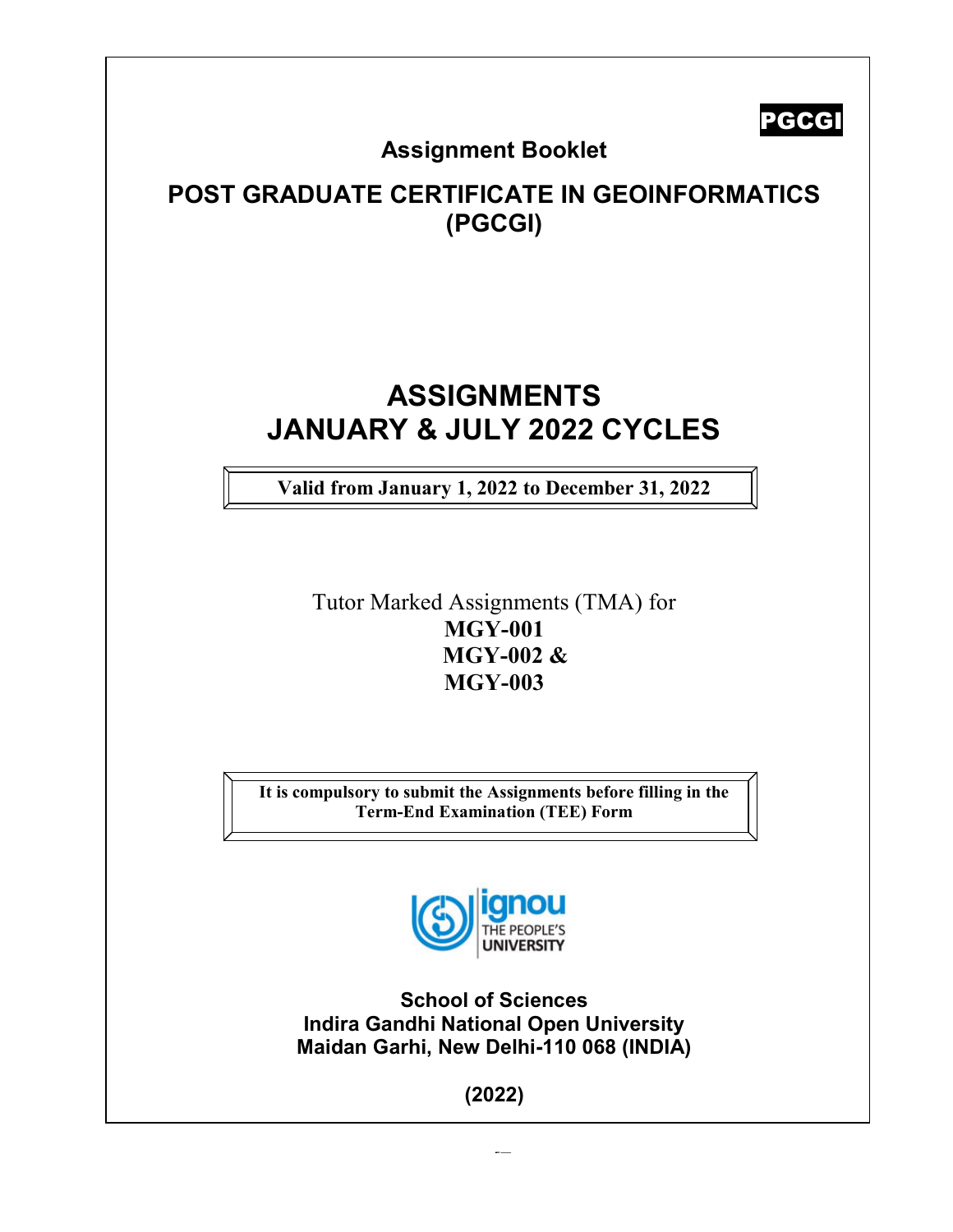PGCGI

## Assignment Booklet

# POST GRADUATE CERTIFICATE IN GEOINFORMATICS (PGCGI)

# ASSIGNMENTS
# JANUARY & JULY 2022 CYCLES

**Valid from January 1, 2022 to December 31, 2022**

Tutor Marked Assignments (TMA) for
**MGY-001**
**MGY-002 &**
**MGY-003**

**It is compulsory to submit the Assignments before filling in the Term-End Examination (TEE) Form**

ignou
THE PEOPLE'S
UNIVERSITY

**School of Sciences**
**Indira Gandhi National Open University**
**Maidan Garhi, New Delhi-110 068 (INDIA)**

**(2022)**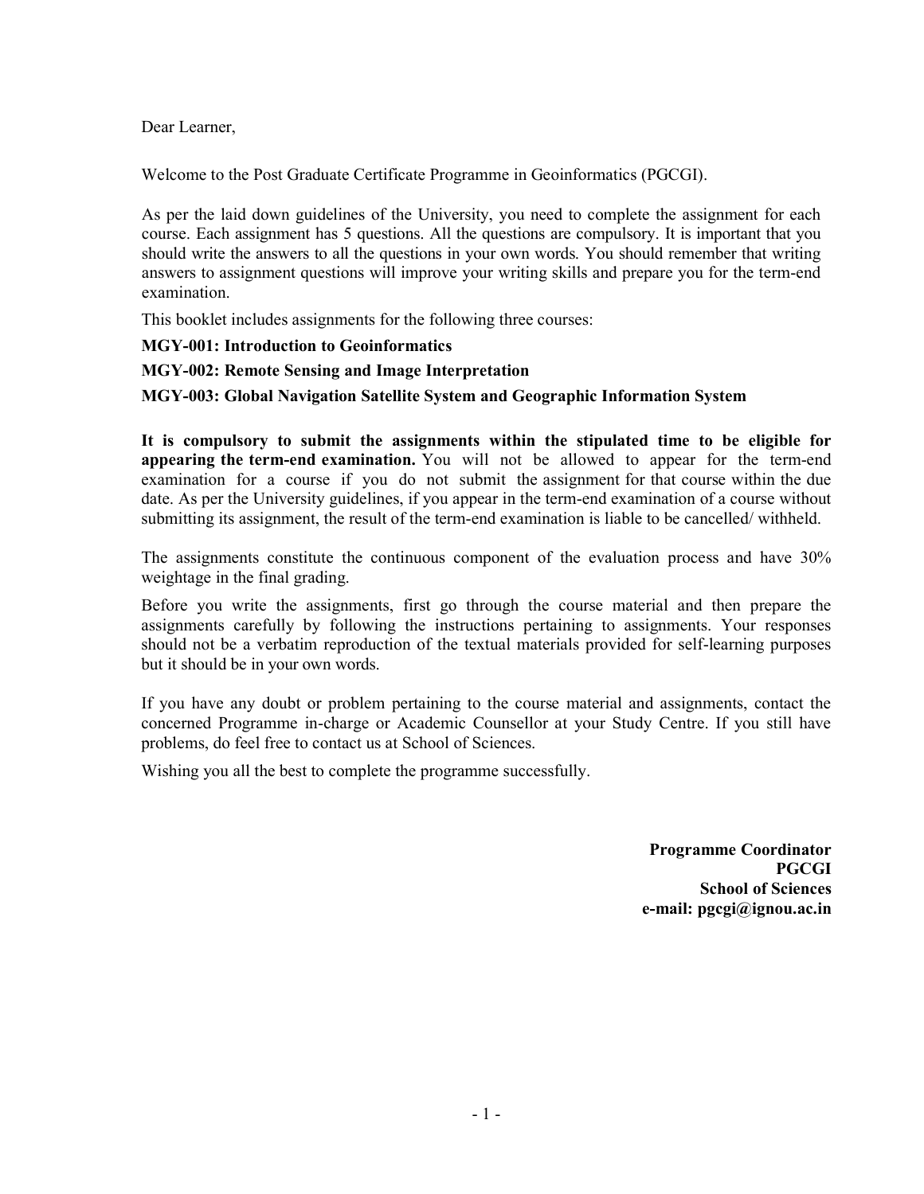Dear Learner,

Welcome to the Post Graduate Certificate Programme in Geoinformatics (PGCGI).

As per the laid down guidelines of the University, you need to complete the assignment for each course. Each assignment has 5 questions. All the questions are compulsory. It is important that you should write the answers to all the questions in your own words. You should remember that writing answers to assignment questions will improve your writing skills and prepare you for the term-end examination.

This booklet includes assignments for the following three courses:

**MGY-001: Introduction to Geoinformatics**

**MGY-002: Remote Sensing and Image Interpretation**

**MGY-003: Global Navigation Satellite System and Geographic Information System**

**It is compulsory to submit the assignments within the stipulated time to be eligible for appearing the term-end examination.** You will not be allowed to appear for the term-end examination for a course if you do not submit the assignment for that course within the due date. As per the University guidelines, if you appear in the term-end examination of a course without submitting its assignment, the result of the term-end examination is liable to be cancelled/ withheld.

The assignments constitute the continuous component of the evaluation process and have 30% weightage in the final grading.

Before you write the assignments, first go through the course material and then prepare the assignments carefully by following the instructions pertaining to assignments. Your responses should not be a verbatim reproduction of the textual materials provided for self-learning purposes but it should be in your own words.

If you have any doubt or problem pertaining to the course material and assignments, contact the concerned Programme in-charge or Academic Counsellor at your Study Centre. If you still have problems, do feel free to contact us at School of Sciences.

Wishing you all the best to complete the programme successfully.

**Programme Coordinator**
**PGCGI**
**School of Sciences**
**e-mail: pgcgi@ignou.ac.in**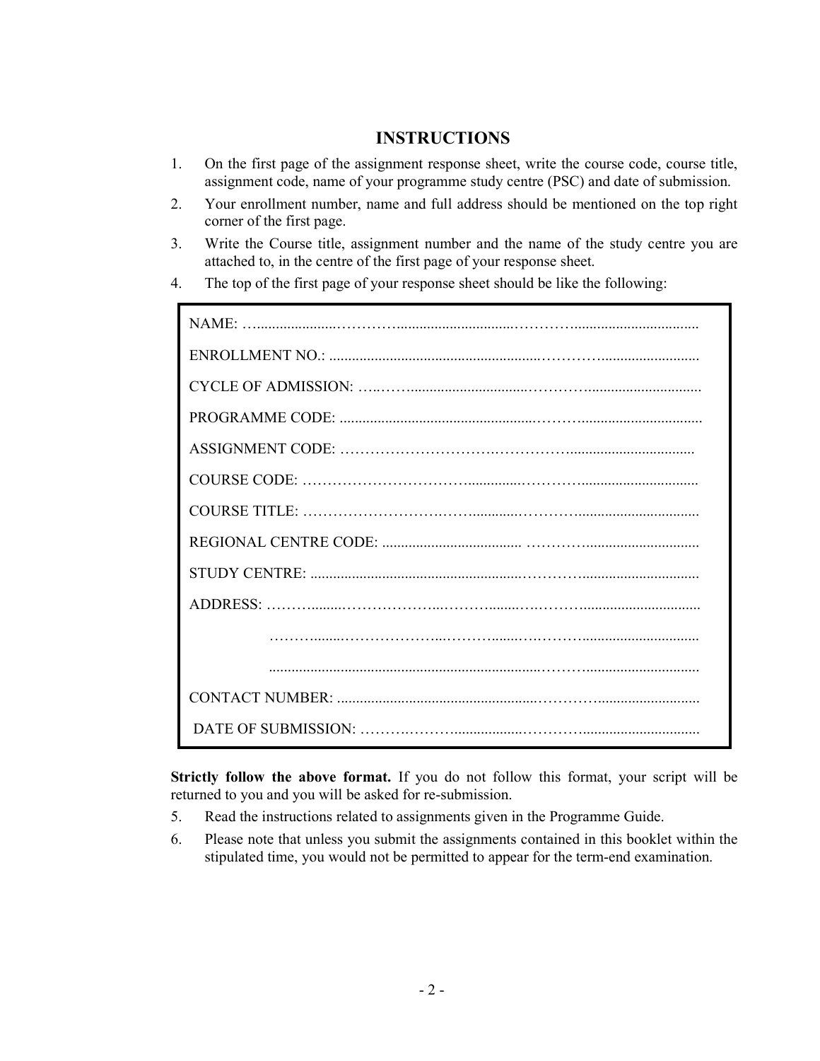## INSTRUCTIONS

1. On the first page of the assignment response sheet, write the course code, course title, assignment code, name of your programme study centre (PSC) and date of submission.
2. Your enrollment number, name and full address should be mentioned on the top right corner of the first page.
3. Write the Course title, assignment number and the name of the study centre you are attached to, in the centre of the first page of your response sheet.
4. The top of the first page of your response sheet should be like the following:

```
NAME: ……………………………………………………………………………………

ENROLLMENT NO.: ……………………………………………………………………

CYCLE OF ADMISSION: ………………………………………………………………

PROGRAMME CODE: …………………………………………………………………

ASSIGNMENT CODE: …………………………………………………………………

COURSE CODE: ………………………………………………………………………

COURSE TITLE: ………………………………………………………………………

REGIONAL CENTRE CODE: …………………………………………………………

STUDY CENTRE: ………………………………………………………………………

ADDRESS: ………………………………………………………………………………

          ………………………………………………………………………………

          ………………………………………………………………………………

CONTACT NUMBER: …………………………………………………………………

DATE OF SUBMISSION: ……………………………………………………………
```

**Strictly follow the above format.** If you do not follow this format, your script will be returned to you and you will be asked for re-submission.

5. Read the instructions related to assignments given in the Programme Guide.
6. Please note that unless you submit the assignments contained in this booklet within the stipulated time, you would not be permitted to appear for the term-end examination.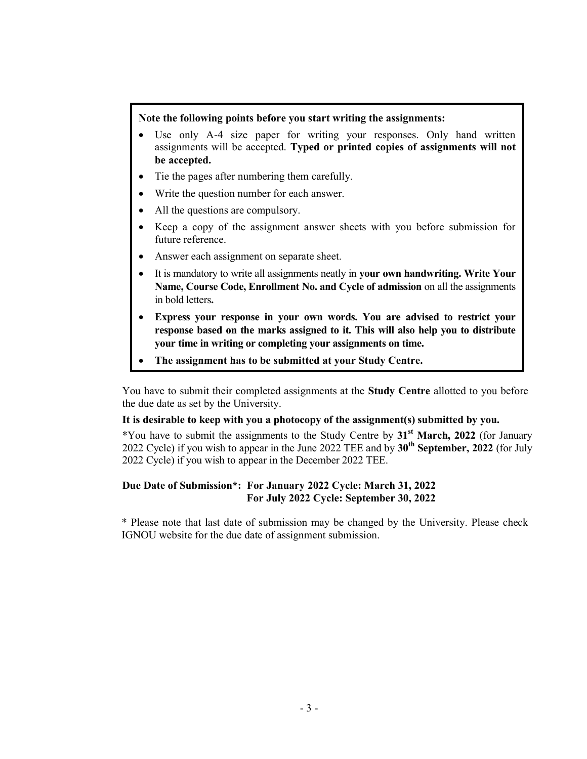**Note the following points before you start writing the assignments:**

- Use only A-4 size paper for writing your responses. Only hand written assignments will be accepted. **Typed or printed copies of assignments will not be accepted.**
- Tie the pages after numbering them carefully.
- Write the question number for each answer.
- All the questions are compulsory.
- Keep a copy of the assignment answer sheets with you before submission for future reference.
- Answer each assignment on separate sheet.
- It is mandatory to write all assignments neatly in **your own handwriting. Write Your Name, Course Code, Enrollment No. and Cycle of admission** on all the assignments in bold letters**.**
- **Express your response in your own words. You are advised to restrict your response based on the marks assigned to it. This will also help you to distribute your time in writing or completing your assignments on time.**
- **The assignment has to be submitted at your Study Centre.**

You have to submit their completed assignments at the **Study Centre** allotted to you before the due date as set by the University.

**It is desirable to keep with you a photocopy of the assignment(s) submitted by you.**

*You have to submit the assignments to the Study Centre by **31st March, 2022** (for January 2022 Cycle) if you wish to appear in the June 2022 TEE and by **30th September, 2022** (for July 2022 Cycle) if you wish to appear in the December 2022 TEE.

**Due Date of Submission*: For January 2022 Cycle: March 31, 2022**
**For July 2022 Cycle: September 30, 2022**

* Please note that last date of submission may be changed by the University. Please check IGNOU website for the due date of assignment submission.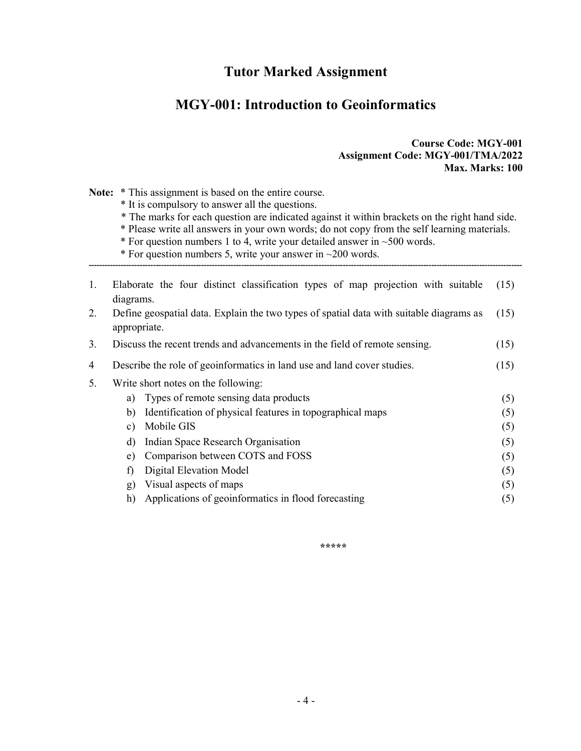# Tutor Marked Assignment

## MGY-001: Introduction to Geoinformatics

**Course Code: MGY-001**
**Assignment Code: MGY-001/TMA/2022**
**Max. Marks: 100**

**Note:**
* This assignment is based on the entire course.
* It is compulsory to answer all the questions.
* The marks for each question are indicated against it within brackets on the right hand side.
* Please write all answers in your own words; do not copy from the self learning materials.
* For question numbers 1 to 4, write your detailed answer in ~500 words.
* For question numbers 5, write your answer in ~200 words.

---

1. Elaborate the four distinct classification types of map projection with suitable diagrams. (15)
2. Define geospatial data. Explain the two types of spatial data with suitable diagrams as appropriate. (15)
3. Discuss the recent trends and advancements in the field of remote sensing. (15)
4. Describe the role of geoinformatics in land use and land cover studies. (15)
5. Write short notes on the following:
   a) Types of remote sensing data products (5)
   b) Identification of physical features in topographical maps (5)
   c) Mobile GIS (5)
   d) Indian Space Research Organisation (5)
   e) Comparison between COTS and FOSS (5)
   f) Digital Elevation Model (5)
   g) Visual aspects of maps (5)
   h) Applications of geoinformatics in flood forecasting (5)

*****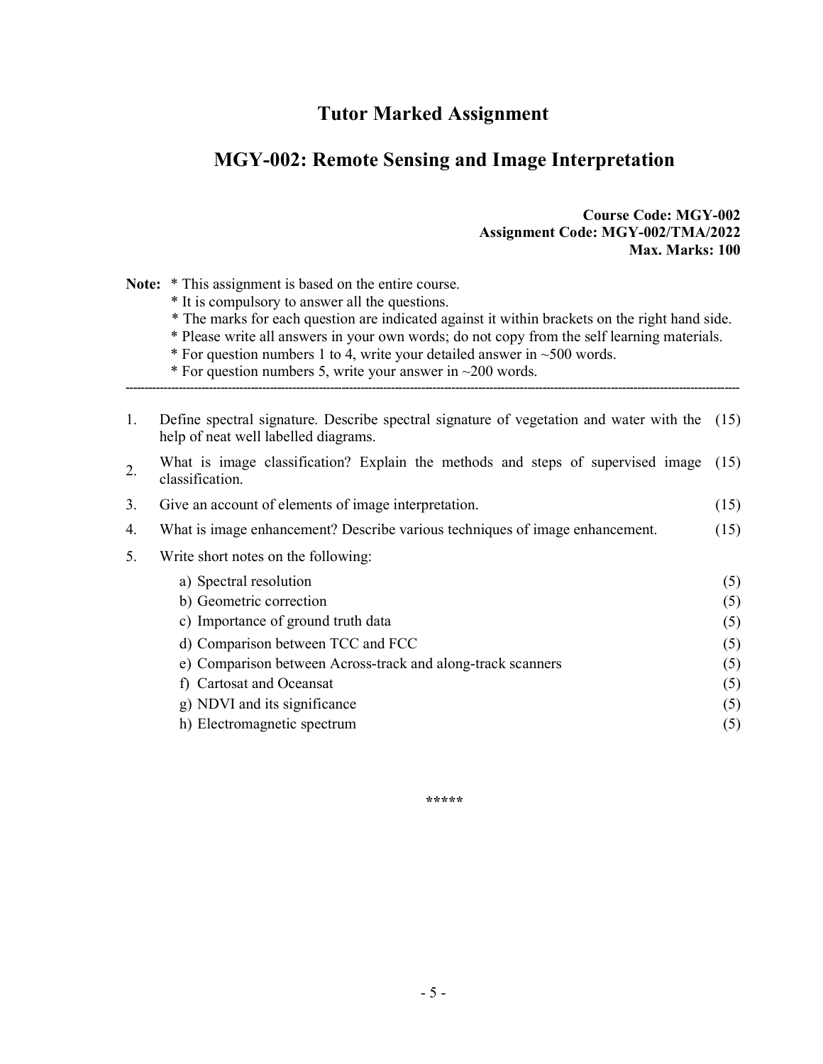# Tutor Marked Assignment

## MGY-002: Remote Sensing and Image Interpretation

**Course Code: MGY-002**
**Assignment Code: MGY-002/TMA/2022**
**Max. Marks: 100**

**Note:** * This assignment is based on the entire course.
* It is compulsory to answer all the questions.
* The marks for each question are indicated against it within brackets on the right hand side.
* Please write all answers in your own words; do not copy from the self learning materials.
* For question numbers 1 to 4, write your detailed answer in ~500 words.
* For question numbers 5, write your answer in ~200 words.

---

1. Define spectral signature. Describe spectral signature of vegetation and water with the help of neat well labelled diagrams. (15)
2. What is image classification? Explain the methods and steps of supervised image classification. (15)
3. Give an account of elements of image interpretation. (15)
4. What is image enhancement? Describe various techniques of image enhancement. (15)
5. Write short notes on the following:
   a) Spectral resolution (5)
   b) Geometric correction (5)
   c) Importance of ground truth data (5)
   d) Comparison between TCC and FCC (5)
   e) Comparison between Across-track and along-track scanners (5)
   f) Cartosat and Oceansat (5)
   g) NDVI and its significance (5)
   h) Electromagnetic spectrum (5)

*****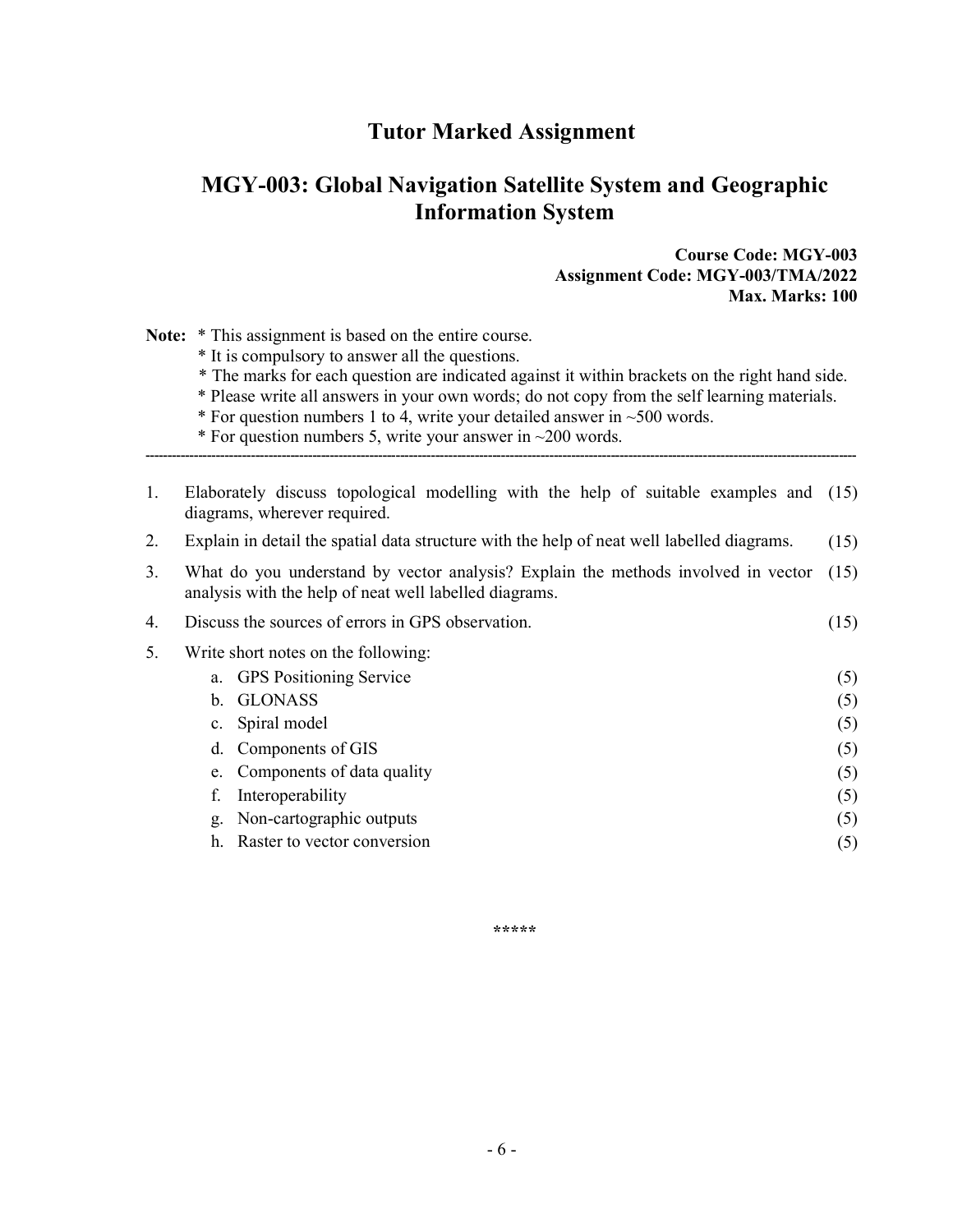# Tutor Marked Assignment

## MGY-003: Global Navigation Satellite System and Geographic Information System

**Course Code: MGY-003**
**Assignment Code: MGY-003/TMA/2022**
**Max. Marks: 100**

**Note:** * This assignment is based on the entire course.
* It is compulsory to answer all the questions.
* The marks for each question are indicated against it within brackets on the right hand side.
* Please write all answers in your own words; do not copy from the self learning materials.
* For question numbers 1 to 4, write your detailed answer in ~500 words.
* For question numbers 5, write your answer in ~200 words.

---

1. Elaborately discuss topological modelling with the help of suitable examples and diagrams, wherever required. (15)
2. Explain in detail the spatial data structure with the help of neat well labelled diagrams. (15)
3. What do you understand by vector analysis? Explain the methods involved in vector analysis with the help of neat well labelled diagrams. (15)
4. Discuss the sources of errors in GPS observation. (15)
5. Write short notes on the following:
   a. GPS Positioning Service (5)
   b. GLONASS (5)
   c. Spiral model (5)
   d. Components of GIS (5)
   e. Components of data quality (5)
   f. Interoperability (5)
   g. Non-cartographic outputs (5)
   h. Raster to vector conversion (5)

*****